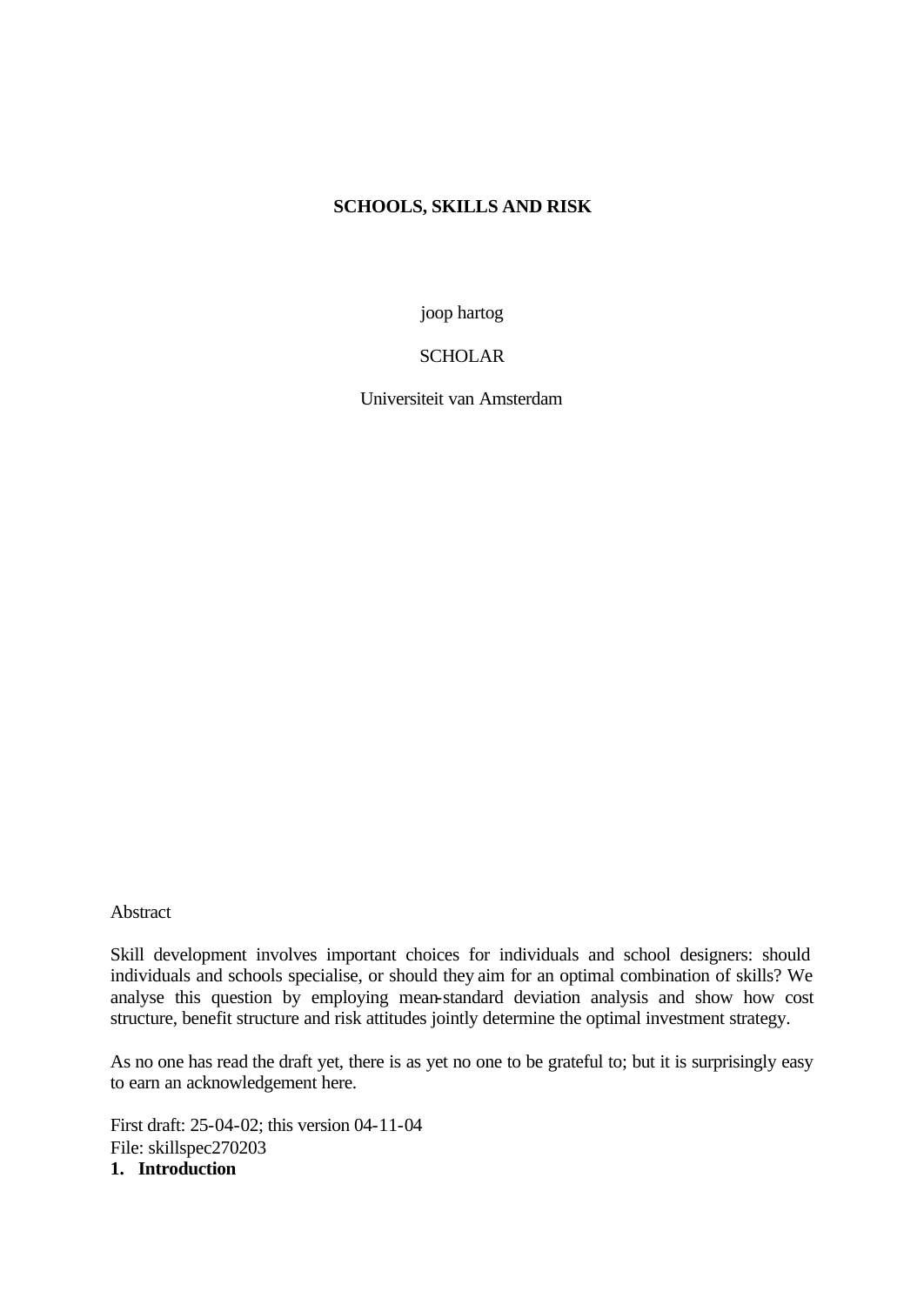# SCHOOLS, SKILLS AND RISK

joop hartog

SCHOLAR

Universiteit van Amsterdam

Abstract

Skill development involves important choices for individuals and school designers: should individuals and schools specialise, or should they aim for an optimal combination of skills? We analyse this question by employing mean-standard deviation analysis and show how cost structure, benefit structure and risk attitudes jointly determine the optimal investment strategy.

As no one has read the draft yet, there is as yet no one to be grateful to; but it is surprisingly easy to earn an acknowledgement here.

First draft: 25-04-02; this version 04-11-04
File: skillspec270203

## 1. Introduction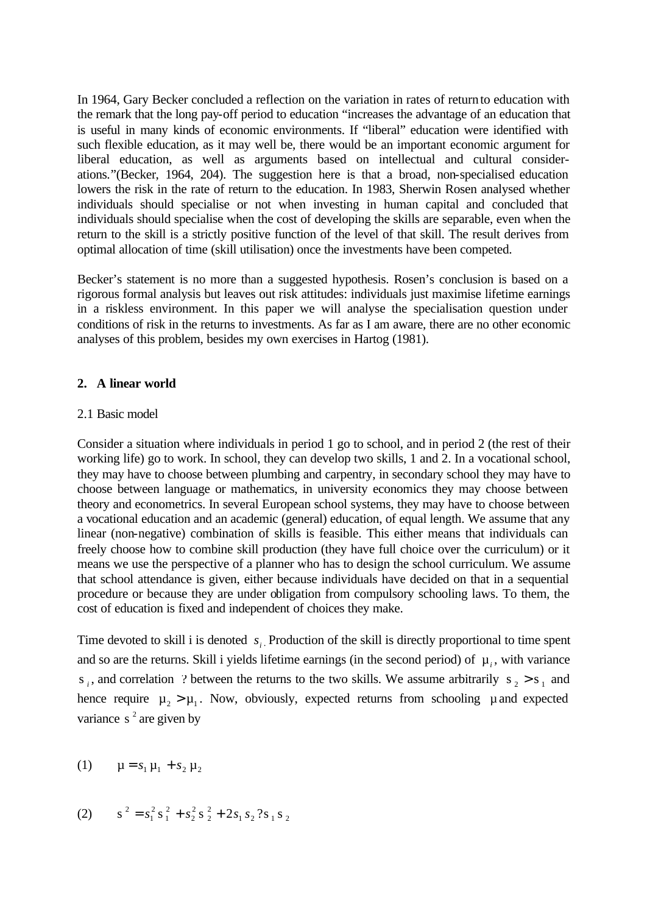In 1964, Gary Becker concluded a reflection on the variation in rates of return to education with the remark that the long pay-off period to education "increases the advantage of an education that is useful in many kinds of economic environments. If "liberal" education were identified with such flexible education, as it may well be, there would be an important economic argument for liberal education, as well as arguments based on intellectual and cultural considerations."(Becker, 1964, 204). The suggestion here is that a broad, non-specialised education lowers the risk in the rate of return to the education. In 1983, Sherwin Rosen analysed whether individuals should specialise or not when investing in human capital and concluded that individuals should specialise when the cost of developing the skills are separable, even when the return to the skill is a strictly positive function of the level of that skill. The result derives from optimal allocation of time (skill utilisation) once the investments have been competed.

Becker's statement is no more than a suggested hypothesis. Rosen's conclusion is based on a rigorous formal analysis but leaves out risk attitudes: individuals just maximise lifetime earnings in a riskless environment. In this paper we will analyse the specialisation question under conditions of risk in the returns to investments. As far as I am aware, there are no other economic analyses of this problem, besides my own exercises in Hartog (1981).

## 2. A linear world

### 2.1 Basic model

Consider a situation where individuals in period 1 go to school, and in period 2 (the rest of their working life) go to work. In school, they can develop two skills, 1 and 2. In a vocational school, they may have to choose between plumbing and carpentry, in secondary school they may have to choose between language or mathematics, in university economics they may choose between theory and econometrics. In several European school systems, they may have to choose between a vocational education and an academic (general) education, of equal length. We assume that any linear (non-negative) combination of skills is feasible. This either means that individuals can freely choose how to combine skill production (they have full choice over the curriculum) or it means we use the perspective of a planner who has to design the school curriculum. We assume that school attendance is given, either because individuals have decided on that in a sequential procedure or because they are under obligation from compulsory schooling laws. To them, the cost of education is fixed and independent of choices they make.

Time devoted to skill i is denoted $s_i$. Production of the skill is directly proportional to time spent and so are the returns. Skill i yields lifetime earnings (in the second period) of $\mu_i$, with variance $\sigma_i$, and correlation $\rho$ between the returns to the two skills. We assume arbitrarily $\sigma_2 > \sigma_1$ and hence require $\mu_2 > \mu_1$. Now, obviously, expected returns from schooling $\mu$ and expected variance $\sigma^2$ are given by

$$\mu = s_1 \mu_1 + s_2 \mu_2 \tag{1}$$

$$\sigma^2 = s_1^2 \sigma_1^2 + s_2^2 \sigma_2^2 + 2 s_1 s_2 \rho \sigma_1 \sigma_2 \tag{2}$$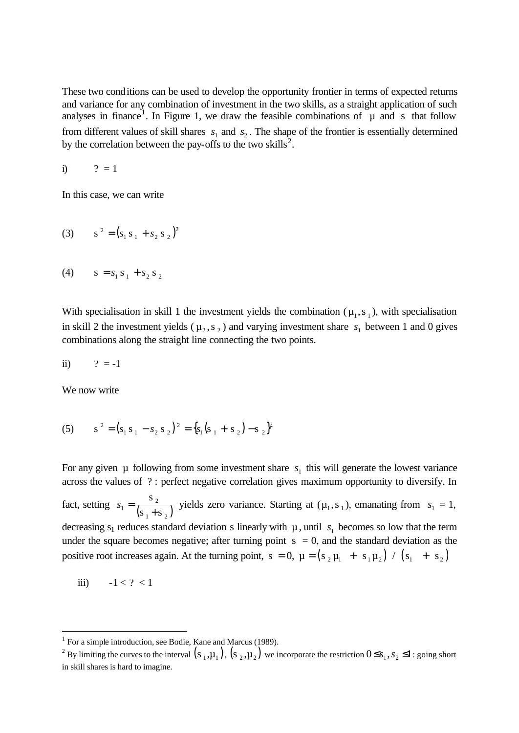These two conditions can be used to develop the opportunity frontier in terms of expected returns and variance for any combination of investment in the two skills, as a straight application of such analyses in finance[1]. In Figure 1, we draw the feasible combinations of $\mu$ and $\sigma$ that follow from different values of skill shares $s_1$ and $s_2$. The shape of the frontier is essentially determined by the correlation between the pay-offs to the two skills[2].

i) $\rho = 1$

In this case, we can write

(3) $$\sigma^2 = (s_1 \sigma_1 + s_2 \sigma_2)^2$$

(4) $$\sigma = s_1 \sigma_1 + s_2 \sigma_2$$

With specialisation in skill 1 the investment yields the combination ($\mu_1, \sigma_1$), with specialisation in skill 2 the investment yields ($\mu_2, \sigma_2$) and varying investment share $s_1$ between 1 and 0 gives combinations along the straight line connecting the two points.

ii) $\rho = -1$

We now write

(5) $$\sigma^2 = (s_1 \sigma_1 - s_2 \sigma_2)^2 = \{s_1(\sigma_1 + \sigma_2) - \sigma_2\}^2$$

For any given $\mu$ following from some investment share $s_1$ this will generate the lowest variance across the values of $\rho$: perfect negative correlation gives maximum opportunity to diversify. In fact, setting $s_1 = \frac{\sigma_2}{(\sigma_1 + \sigma_2)}$ yields zero variance. Starting at ($\mu_1, \sigma_1$), emanating from $s_1 = 1$, decreasing $s_1$ reduces standard deviation $\sigma$ linearly with $\mu$, until $s_1$ becomes so low that the term under the square becomes negative; after turning point $\sigma = 0$, and the standard deviation as the positive root increases again. At the turning point, $\sigma = 0$, $\mu = (\sigma_2 \mu_1 + \sigma_1 \mu_2) / (\sigma_1 + \sigma_2)$

iii) $-1 < \rho < 1$

---

[1] For a simple introduction, see Bodie, Kane and Marcus (1989).

[2] By limiting the curves to the interval $(\sigma_1, \mu_1)$, $(\sigma_2, \mu_2)$ we incorporate the restriction $0 \leq s_1, s_2 \leq 1$: going short in skill shares is hard to imagine.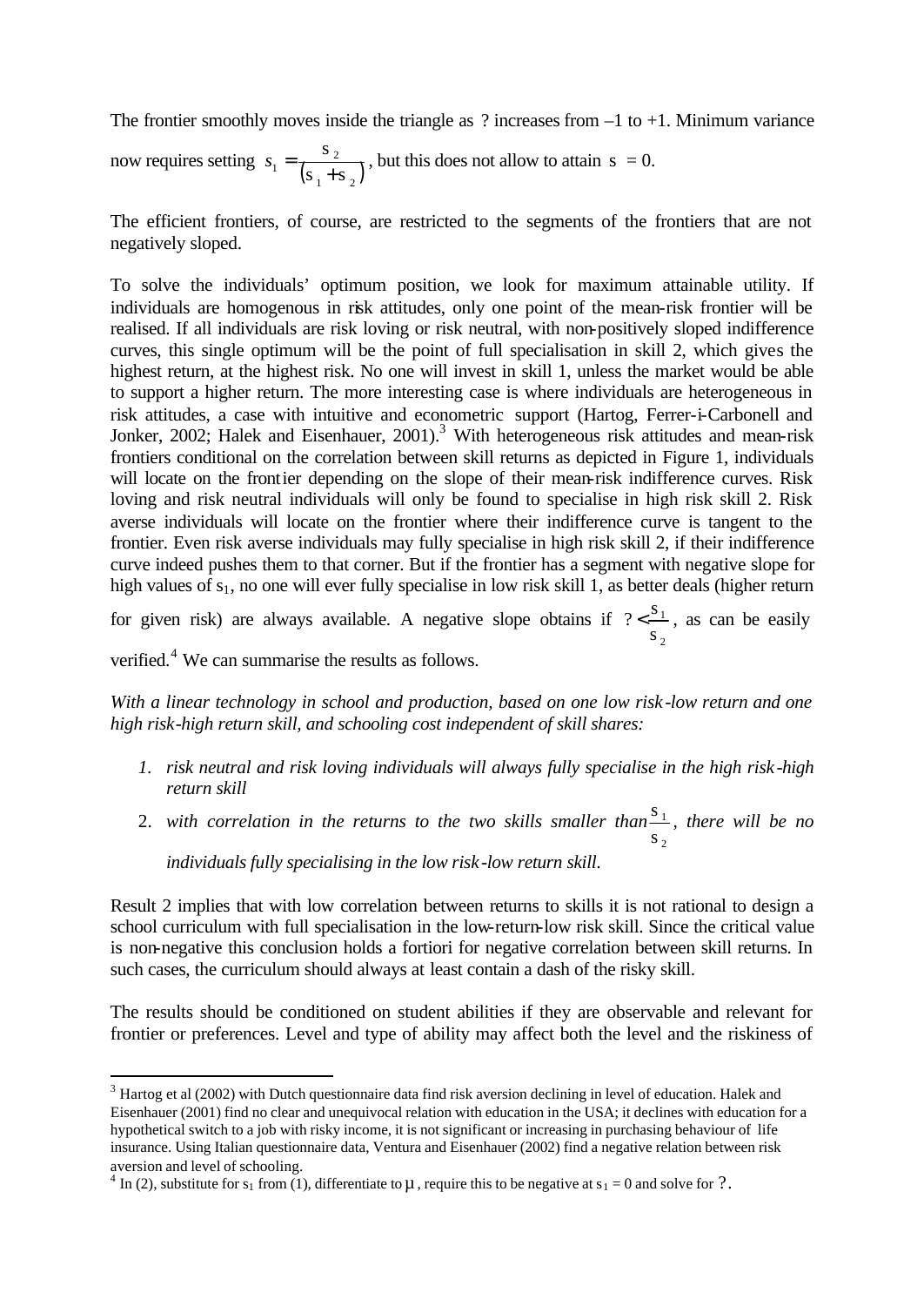The frontier smoothly moves inside the triangle as $\rho$ increases from –1 to +1. Minimum variance now requires setting $s_1 = \frac{\sigma_2}{(\sigma_1 + \sigma_2)}$, but this does not allow to attain $\sigma = 0$.

The efficient frontiers, of course, are restricted to the segments of the frontiers that are not negatively sloped.

To solve the individuals' optimum position, we look for maximum attainable utility. If individuals are homogenous in risk attitudes, only one point of the mean-risk frontier will be realised. If all individuals are risk loving or risk neutral, with non-positively sloped indifference curves, this single optimum will be the point of full specialisation in skill 2, which gives the highest return, at the highest risk. No one will invest in skill 1, unless the market would be able to support a higher return. The more interesting case is where individuals are heterogeneous in risk attitudes, a case with intuitive and econometric support (Hartog, Ferrer-i-Carbonell and Jonker, 2002; Halek and Eisenhauer, 2001).[3] With heterogeneous risk attitudes and mean-risk frontiers conditional on the correlation between skill returns as depicted in Figure 1, individuals will locate on the frontier depending on the slope of their mean-risk indifference curves. Risk loving and risk neutral individuals will only be found to specialise in high risk skill 2. Risk averse individuals will locate on the frontier where their indifference curve is tangent to the frontier. Even risk averse individuals may fully specialise in high risk skill 2, if their indifference curve indeed pushes them to that corner. But if the frontier has a segment with negative slope for high values of $s_1$, no one will ever fully specialise in low risk skill 1, as better deals (higher return for given risk) are always available. A negative slope obtains if $\rho < \frac{\sigma_1}{\sigma_2}$, as can be easily verified.[4] We can summarise the results as follows.

*With a linear technology in school and production, based on one low risk-low return and one high risk-high return skill, and schooling cost independent of skill shares:*

1. *risk neutral and risk loving individuals will always fully specialise in the high risk-high return skill*
2. *with correlation in the returns to the two skills smaller than $\frac{\sigma_1}{\sigma_2}$, there will be no individuals fully specialising in the low risk-low return skill.*

Result 2 implies that with low correlation between returns to skills it is not rational to design a school curriculum with full specialisation in the low-return-low risk skill. Since the critical value is non-negative this conclusion holds a fortiori for negative correlation between skill returns. In such cases, the curriculum should always at least contain a dash of the risky skill.

The results should be conditioned on student abilities if they are observable and relevant for frontier or preferences. Level and type of ability may affect both the level and the riskiness of

---

[3] Hartog et al (2002) with Dutch questionnaire data find risk aversion declining in level of education. Halek and Eisenhauer (2001) find no clear and unequivocal relation with education in the USA; it declines with education for a hypothetical switch to a job with risky income, it is not significant or increasing in purchasing behaviour of life insurance. Using Italian questionnaire data, Ventura and Eisenhauer (2002) find a negative relation between risk aversion and level of schooling.

[4] In (2), substitute for $s_1$ from (1), differentiate to $\mu$, require this to be negative at $s_1 = 0$ and solve for $\rho$.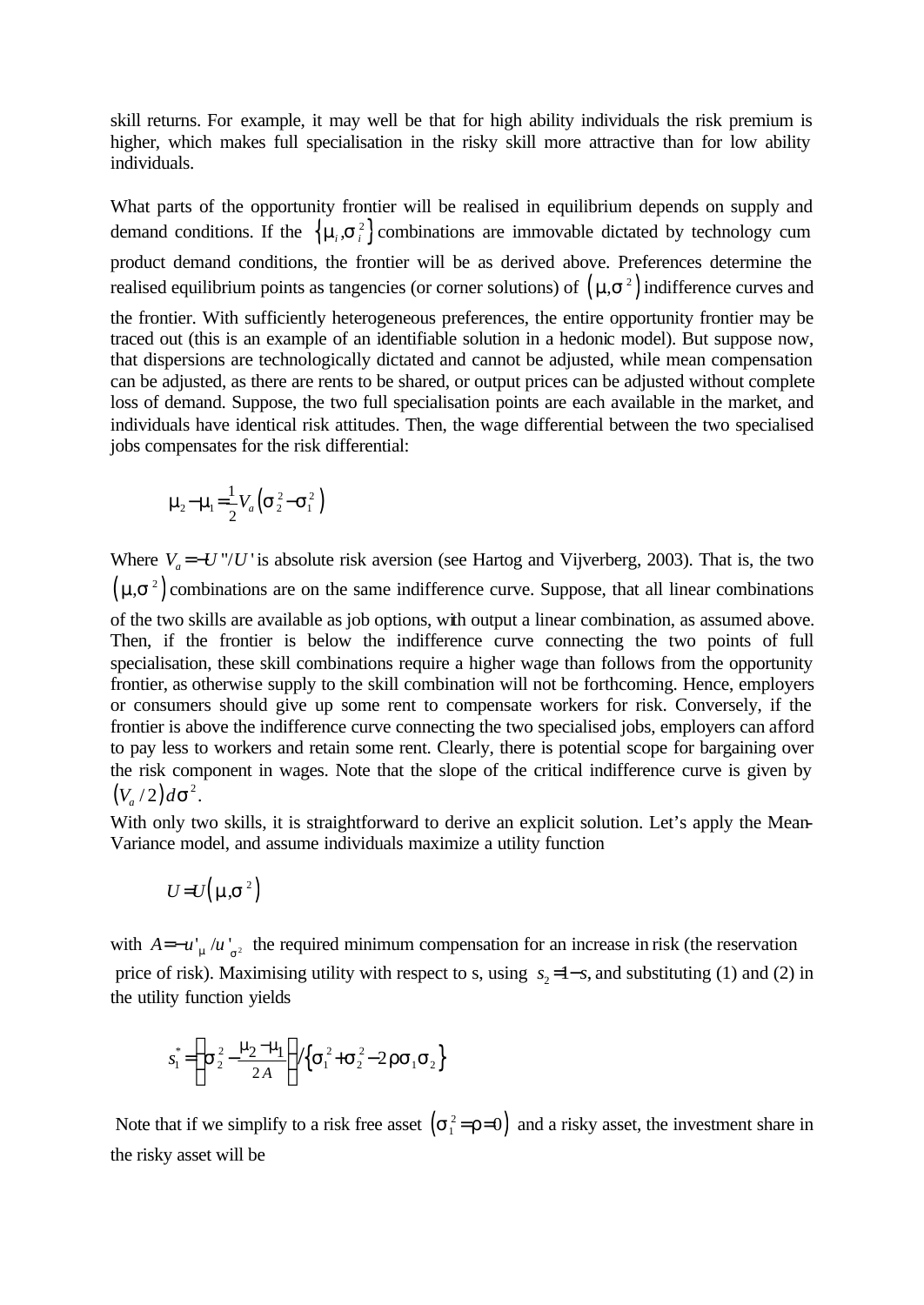skill returns. For example, it may well be that for high ability individuals the risk premium is higher, which makes full specialisation in the risky skill more attractive than for low ability individuals.

What parts of the opportunity frontier will be realised in equilibrium depends on supply and demand conditions. If the $\{\mu_i, \sigma_i^2\}$ combinations are immovable dictated by technology cum product demand conditions, the frontier will be as derived above. Preferences determine the realised equilibrium points as tangencies (or corner solutions) of $(\mu, \sigma^2)$ indifference curves and the frontier. With sufficiently heterogeneous preferences, the entire opportunity frontier may be traced out (this is an example of an identifiable solution in a hedonic model). But suppose now, that dispersions are technologically dictated and cannot be adjusted, while mean compensation can be adjusted, as there are rents to be shared, or output prices can be adjusted without complete loss of demand. Suppose, the two full specialisation points are each available in the market, and individuals have identical risk attitudes. Then, the wage differential between the two specialised jobs compensates for the risk differential:

$$\mu_2 - \mu_1 = \frac{1}{2} V_a \left( \sigma_2^2 - \sigma_1^2 \right)$$

Where $V_a = -U''/U'$ is absolute risk aversion (see Hartog and Vijverberg, 2003). That is, the two $(\mu, \sigma^2)$ combinations are on the same indifference curve. Suppose, that all linear combinations of the two skills are available as job options, with output a linear combination, as assumed above. Then, if the frontier is below the indifference curve connecting the two points of full specialisation, these skill combinations require a higher wage than follows from the opportunity frontier, as otherwise supply to the skill combination will not be forthcoming. Hence, employers or consumers should give up some rent to compensate workers for risk. Conversely, if the frontier is above the indifference curve connecting the two specialised jobs, employers can afford to pay less to workers and retain some rent. Clearly, there is potential scope for bargaining over the risk component in wages. Note that the slope of the critical indifference curve is given by $(V_a/2)d\sigma^2$.

With only two skills, it is straightforward to derive an explicit solution. Let's apply the Mean-Variance model, and assume individuals maximize a utility function

$$U = U\left(\mu, \sigma^2\right)$$

with $A = -u'_{\mu}/u'_{\sigma^2}$ the required minimum compensation for an increase in risk (the reservation price of risk). Maximising utility with respect to s, using $s_2 = 1 - s$, and substituting (1) and (2) in the utility function yields

$$s_1^* = \left( \sigma_2^2 - \frac{\mu_2 - \mu_1}{2A} \right) / \left\{ \sigma_1^2 + \sigma_2^2 - 2\rho\sigma_1\sigma_2 \right\}$$

Note that if we simplify to a risk free asset $\left(\sigma_1^2 = \rho = 0\right)$ and a risky asset, the investment share in the risky asset will be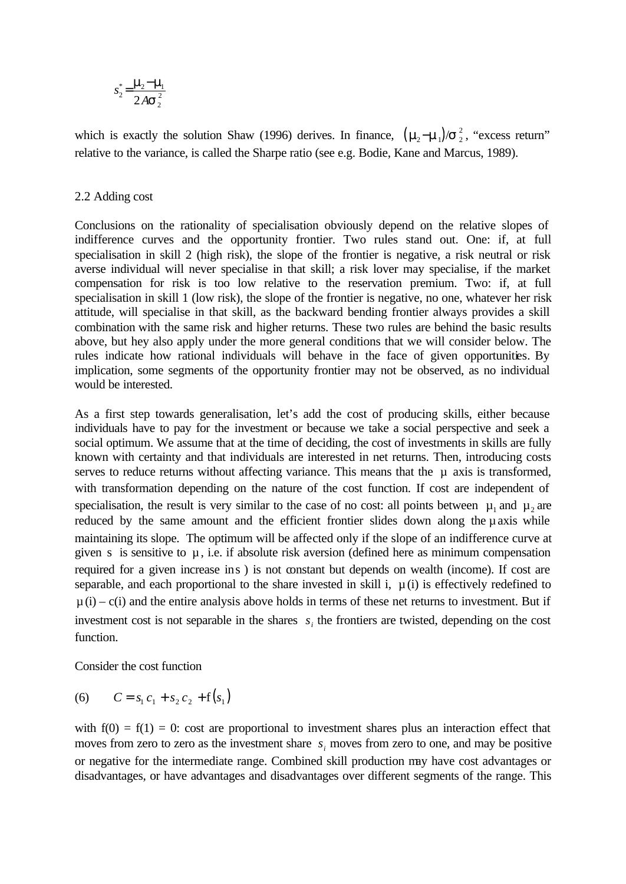$$s_2^* = \frac{\mu_2 - \mu_1}{2A\sigma_2^2}$$

which is exactly the solution Shaw (1996) derives. In finance, $(\mu_2 - \mu_1)/\sigma_2^2$, "excess return" relative to the variance, is called the Sharpe ratio (see e.g. Bodie, Kane and Marcus, 1989).

2.2 Adding cost

Conclusions on the rationality of specialisation obviously depend on the relative slopes of indifference curves and the opportunity frontier. Two rules stand out. One: if, at full specialisation in skill 2 (high risk), the slope of the frontier is negative, a risk neutral or risk averse individual will never specialise in that skill; a risk lover may specialise, if the market compensation for risk is too low relative to the reservation premium. Two: if, at full specialisation in skill 1 (low risk), the slope of the frontier is negative, no one, whatever her risk attitude, will specialise in that skill, as the backward bending frontier always provides a skill combination with the same risk and higher returns. These two rules are behind the basic results above, but hey also apply under the more general conditions that we will consider below. The rules indicate how rational individuals will behave in the face of given opportunities. By implication, some segments of the opportunity frontier may not be observed, as no individual would be interested.

As a first step towards generalisation, let's add the cost of producing skills, either because individuals have to pay for the investment or because we take a social perspective and seek a social optimum. We assume that at the time of deciding, the cost of investments in skills are fully known with certainty and that individuals are interested in net returns. Then, introducing costs serves to reduce returns without affecting variance. This means that the $\mu$ axis is transformed, with transformation depending on the nature of the cost function. If cost are independent of specialisation, the result is very similar to the case of no cost: all points between $\mu_1$ and $\mu_2$ are reduced by the same amount and the efficient frontier slides down along the $\mu$ axis while maintaining its slope. The optimum will be affected only if the slope of an indifference curve at given $s$ is sensitive to $\mu$, i.e. if absolute risk aversion (defined here as minimum compensation required for a given increase in $s$ ) is not constant but depends on wealth (income). If cost are separable, and each proportional to the share invested in skill i, $\mu$(i) is effectively redefined to $\mu$(i) – c(i) and the entire analysis above holds in terms of these net returns to investment. But if investment cost is not separable in the shares $s_i$ the frontiers are twisted, depending on the cost function.

Consider the cost function

$$(6) \qquad C = s_1 c_1 + s_2 c_2 + f(s_1)$$

with f(0) = f(1) = 0: cost are proportional to investment shares plus an interaction effect that moves from zero to zero as the investment share $s_i$ moves from zero to one, and may be positive or negative for the intermediate range. Combined skill production may have cost advantages or disadvantages, or have advantages and disadvantages over different segments of the range. This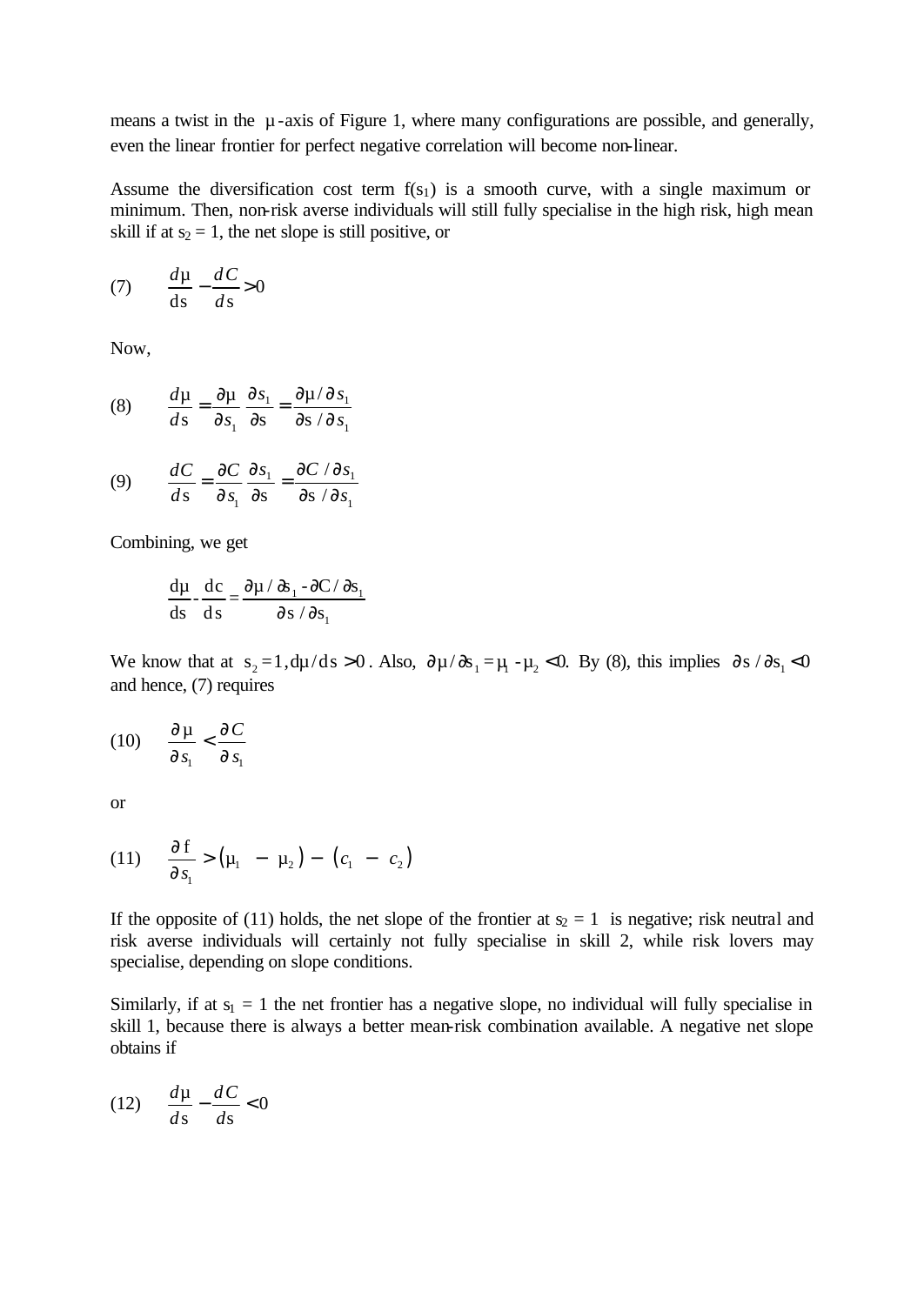means a twist in the $\mu$-axis of Figure 1, where many configurations are possible, and generally, even the linear frontier for perfect negative correlation will become non-linear.

Assume the diversification cost term $f(s_1)$ is a smooth curve, with a single maximum or minimum. Then, non-risk averse individuals will still fully specialise in the high risk, high mean skill if at $s_2 = 1$, the net slope is still positive, or

$$(7) \qquad \frac{d\mu}{d\sigma} - \frac{dC}{d\sigma} > 0$$

Now,

$$(8) \qquad \frac{d\mu}{d\sigma} = \frac{\partial\mu}{\partial s_1}\frac{\partial s_1}{\partial\sigma} = \frac{\partial\mu / \partial s_1}{\partial\sigma / \partial s_1}$$

$$(9) \qquad \frac{dC}{d\sigma} = \frac{\partial C}{\partial s_1}\frac{\partial s_1}{\partial\sigma} = \frac{\partial C / \partial s_1}{\partial\sigma / \partial s_1}$$

Combining, we get

$$\frac{d\mu}{d\sigma} - \frac{dc}{d\sigma} = \frac{\partial\mu / \partial s_1 - \partial C / \partial s_1}{\partial\sigma / \partial s_1}$$

We know that at $s_2 = 1, d\mu / d\sigma > 0$. Also, $\partial\mu / \partial s_1 = \mu_1 - \mu_2 < 0$. By (8), this implies $\partial\sigma / \partial s_1 < 0$ and hence, (7) requires

$$(10) \qquad \frac{\partial\mu}{\partial s_1} < \frac{\partial C}{\partial s_1}$$

or

$$(11) \qquad \frac{\partial f}{\partial s_1} > (\mu_1 - \mu_2) - (c_1 - c_2)$$

If the opposite of (11) holds, the net slope of the frontier at $s_2 = 1$ is negative; risk neutral and risk averse individuals will certainly not fully specialise in skill 2, while risk lovers may specialise, depending on slope conditions.

Similarly, if at $s_1 = 1$ the net frontier has a negative slope, no individual will fully specialise in skill 1, because there is always a better mean-risk combination available. A negative net slope obtains if

$$(12) \qquad \frac{d\mu}{d\sigma} - \frac{dC}{d\sigma} < 0$$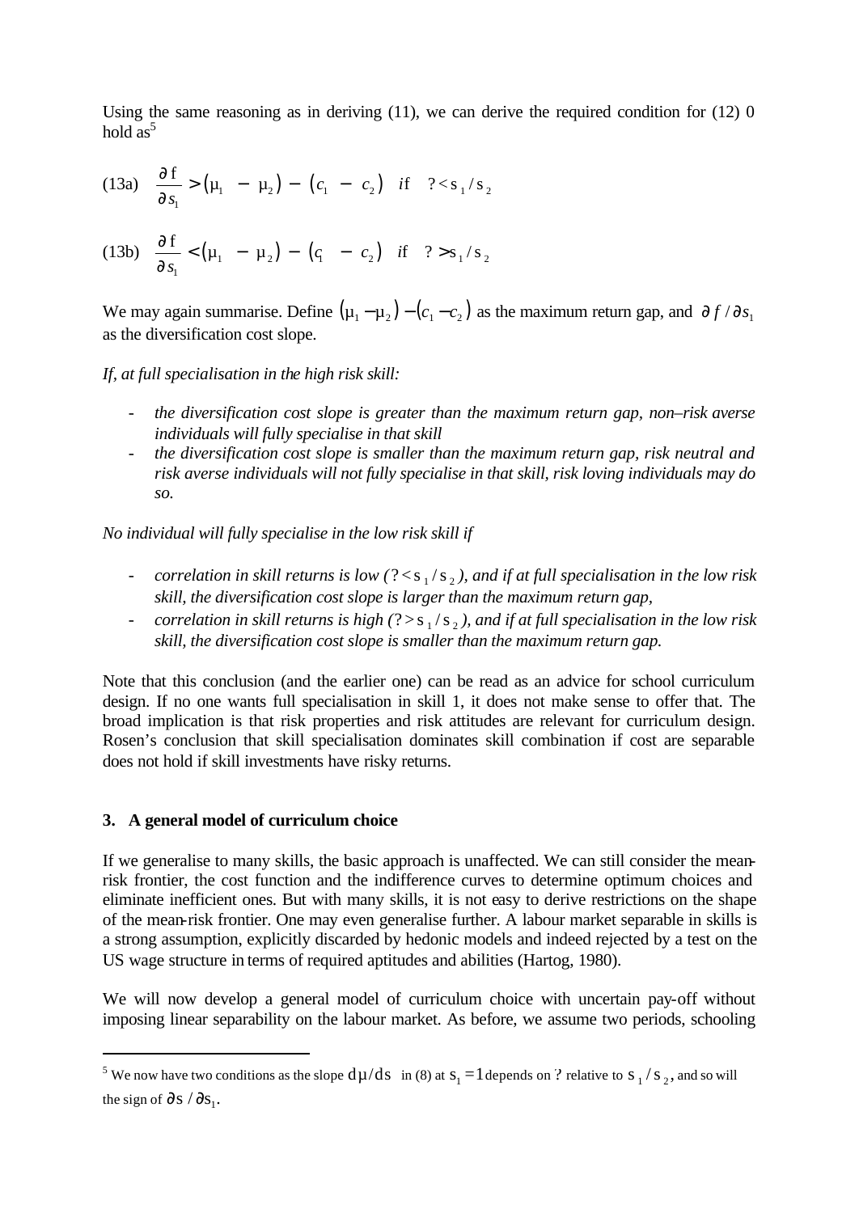Using the same reasoning as in deriving (11), we can derive the required condition for (12) 0 hold as[5]

$$\text{(13a)} \quad \frac{\partial f}{\partial s_1} > (\mu_1 - \mu_2) - (c_1 - c_2) \quad if \quad ? < s_1 / s_2$$

$$\text{(13b)} \quad \frac{\partial f}{\partial s_1} < (\mu_1 - \mu_2) - (c_1 - c_2) \quad if \quad ? > s_1 / s_2$$

We may again summarise. Define $(\mu_1 - \mu_2) - (c_1 - c_2)$ as the maximum return gap, and $\partial f / \partial s_1$ as the diversification cost slope.

*If, at full specialisation in the high risk skill:*

- *the diversification cost slope is greater than the maximum return gap, non–risk averse individuals will fully specialise in that skill*
- *the diversification cost slope is smaller than the maximum return gap, risk neutral and risk averse individuals will not fully specialise in that skill, risk loving individuals may do so.*

*No individual will fully specialise in the low risk skill if*

- *correlation in skill returns is low ($? < s_1 / s_2$), and if at full specialisation in the low risk skill, the diversification cost slope is larger than the maximum return gap,*
- *correlation in skill returns is high ($? > s_1 / s_2$), and if at full specialisation in the low risk skill, the diversification cost slope is smaller than the maximum return gap.*

Note that this conclusion (and the earlier one) can be read as an advice for school curriculum design. If no one wants full specialisation in skill 1, it does not make sense to offer that. The broad implication is that risk properties and risk attitudes are relevant for curriculum design. Rosen's conclusion that skill specialisation dominates skill combination if cost are separable does not hold if skill investments have risky returns.

## 3. A general model of curriculum choice

If we generalise to many skills, the basic approach is unaffected. We can still consider the mean-risk frontier, the cost function and the indifference curves to determine optimum choices and eliminate inefficient ones. But with many skills, it is not easy to derive restrictions on the shape of the mean-risk frontier. One may even generalise further. A labour market separable in skills is a strong assumption, explicitly discarded by hedonic models and indeed rejected by a test on the US wage structure in terms of required aptitudes and abilities (Hartog, 1980).

We will now develop a general model of curriculum choice with uncertain pay-off without imposing linear separability on the labour market. As before, we assume two periods, schooling

---

[5] We now have two conditions as the slope $d\mu / ds$ in (8) at $s_1 = 1$ depends on ? relative to $s_1 / s_2$, and so will the sign of $\partial s / \partial s_1$.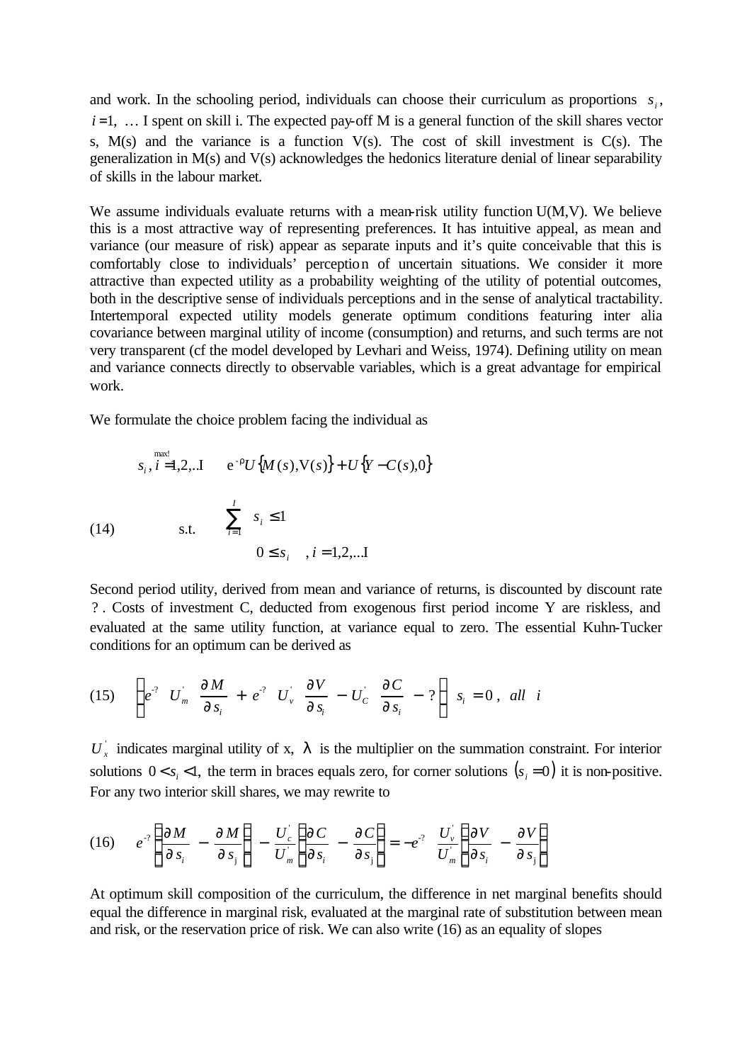and work. In the schooling period, individuals can choose their curriculum as proportions $s_i$, $i = 1, \ldots$ I spent on skill i. The expected pay-off M is a general function of the skill shares vector s, M(s) and the variance is a function V(s). The cost of skill investment is C(s). The generalization in M(s) and V(s) acknowledges the hedonics literature denial of linear separability of skills in the labour market.

We assume individuals evaluate returns with a mean-risk utility function U(M,V). We believe this is a most attractive way of representing preferences. It has intuitive appeal, as mean and variance (our measure of risk) appear as separate inputs and it's quite conceivable that this is comfortably close to individuals' perception of uncertain situations. We consider it more attractive than expected utility as a probability weighting of the utility of potential outcomes, both in the descriptive sense of individuals perceptions and in the sense of analytical tractability. Intertemporal expected utility models generate optimum conditions featuring inter alia covariance between marginal utility of income (consumption) and returns, and such terms are not very transparent (cf the model developed by Levhari and Weiss, 1974). Defining utility on mean and variance connects directly to observable variables, which is a great advantage for empirical work.

We formulate the choice problem facing the individual as

$$\max_{s_i,\, i=1,2,..I} \quad e^{-\rho} U\{M(s), V(s)\} + U\{Y - C(s), 0\}$$

$$\text{(14)} \qquad \text{s.t.} \quad \sum_{i=1}^{I} s_i \leq 1$$

$$0 \leq s_i \quad , i = 1,2,...I$$

Second period utility, derived from mean and variance of returns, is discounted by discount rate ?. Costs of investment C, deducted from exogenous first period income Y are riskless, and evaluated at the same utility function, at variance equal to zero. The essential Kuhn-Tucker conditions for an optimum can be derived as

$$\text{(15)} \qquad \left\{ e^{-?} \; U_m^{'} \; \frac{\partial M}{\partial s_i} + e^{-?} \; U_v^{'} \; \frac{\partial V}{\partial s_i} - U_C^{'} \; \frac{\partial C}{\partial s_i} - ? \right\} \; s_i = 0 \,, \;\; all \;\; i$$

$U_x^{'}$ indicates marginal utility of x, $\lambda$ is the multiplier on the summation constraint. For interior solutions $0 < s_i < 1$, the term in braces equals zero, for corner solutions $(s_i = 0)$ it is non-positive. For any two interior skill shares, we may rewrite to

$$\text{(16)} \qquad e^{-?} \left( \frac{\partial M}{\partial s_i} - \frac{\partial M}{\partial s_j} \right) - \frac{U_c^{'}}{U_m^{'}} \left( \frac{\partial C}{\partial s_i} - \frac{\partial C}{\partial s_j} \right) = -e^{-?} \; \frac{U_v^{'}}{U_m^{'}} \left( \frac{\partial V}{\partial s_i} - \frac{\partial V}{\partial s_j} \right)$$

At optimum skill composition of the curriculum, the difference in net marginal benefits should equal the difference in marginal risk, evaluated at the marginal rate of substitution between mean and risk, or the reservation price of risk. We can also write (16) as an equality of slopes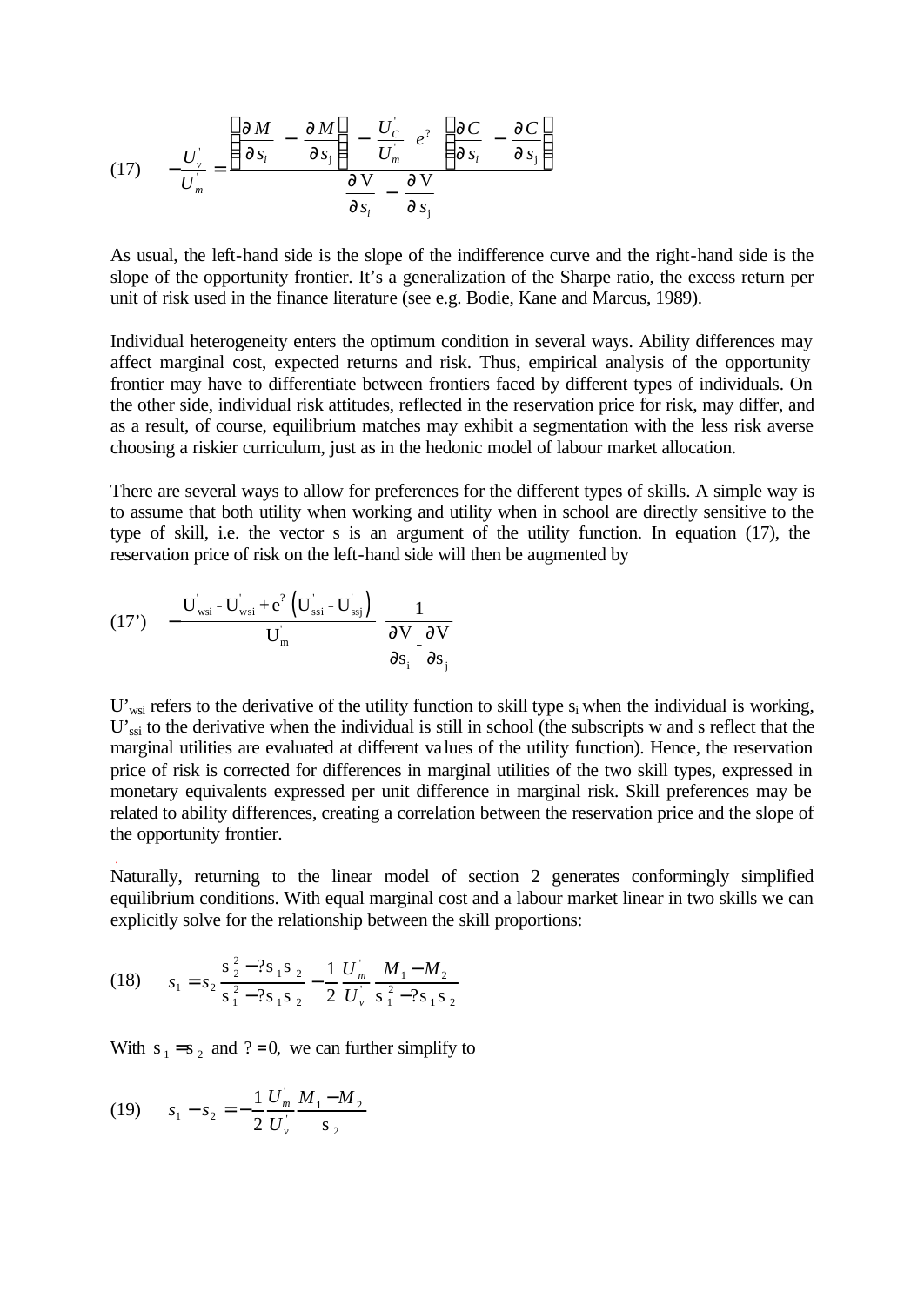$$(17) \quad -\frac{U_v'}{U_m'} = \frac{\left(\frac{\partial M}{\partial s_i} - \frac{\partial M}{\partial s_j}\right) - \frac{U_C'}{U_m'} e^{?} \left(\frac{\partial C}{\partial s_i} - \frac{\partial C}{\partial s_j}\right)}{\frac{\partial V}{\partial s_i} - \frac{\partial V}{\partial s_j}}$$

As usual, the left-hand side is the slope of the indifference curve and the right-hand side is the slope of the opportunity frontier. It's a generalization of the Sharpe ratio, the excess return per unit of risk used in the finance literature (see e.g. Bodie, Kane and Marcus, 1989).

Individual heterogeneity enters the optimum condition in several ways. Ability differences may affect marginal cost, expected returns and risk. Thus, empirical analysis of the opportunity frontier may have to differentiate between frontiers faced by different types of individuals. On the other side, individual risk attitudes, reflected in the reservation price for risk, may differ, and as a result, of course, equilibrium matches may exhibit a segmentation with the less risk averse choosing a riskier curriculum, just as in the hedonic model of labour market allocation.

There are several ways to allow for preferences for the different types of skills. A simple way is to assume that both utility when working and utility when in school are directly sensitive to the type of skill, i.e. the vector s is an argument of the utility function. In equation (17), the reservation price of risk on the left-hand side will then be augmented by

$$(17') \quad -\frac{U_{wsi}' - U_{wsi}' + e^{?}\left(U_{ssi}' - U_{ssj}'\right)}{U_m'} \frac{1}{\frac{\partial V}{\partial s_i} - \frac{\partial V}{\partial s_j}}$$

$U'_{wsi}$ refers to the derivative of the utility function to skill type $s_i$ when the individual is working, $U'_{ssi}$ to the derivative when the individual is still in school (the subscripts w and s reflect that the marginal utilities are evaluated at different values of the utility function). Hence, the reservation price of risk is corrected for differences in marginal utilities of the two skill types, expressed in monetary equivalents expressed per unit difference in marginal risk. Skill preferences may be related to ability differences, creating a correlation between the reservation price and the slope of the opportunity frontier.

Naturally, returning to the linear model of section 2 generates conformingly simplified equilibrium conditions. With equal marginal cost and a labour market linear in two skills we can explicitly solve for the relationship between the skill proportions:

$$(18) \quad s_1 = s_2 \frac{s_2^2 - ?s_1 s_2}{s_1^2 - ?s_1 s_2} - \frac{1}{2} \frac{U_m'}{U_v'} \frac{M_1 - M_2}{s_1^2 - ?s_1 s_2}$$

With $s_1 = s_2$ and $? = 0$, we can further simplify to

$$(19) \quad s_1 - s_2 = -\frac{1}{2} \frac{U_m'}{U_v'} \frac{M_1 - M_2}{s_2}$$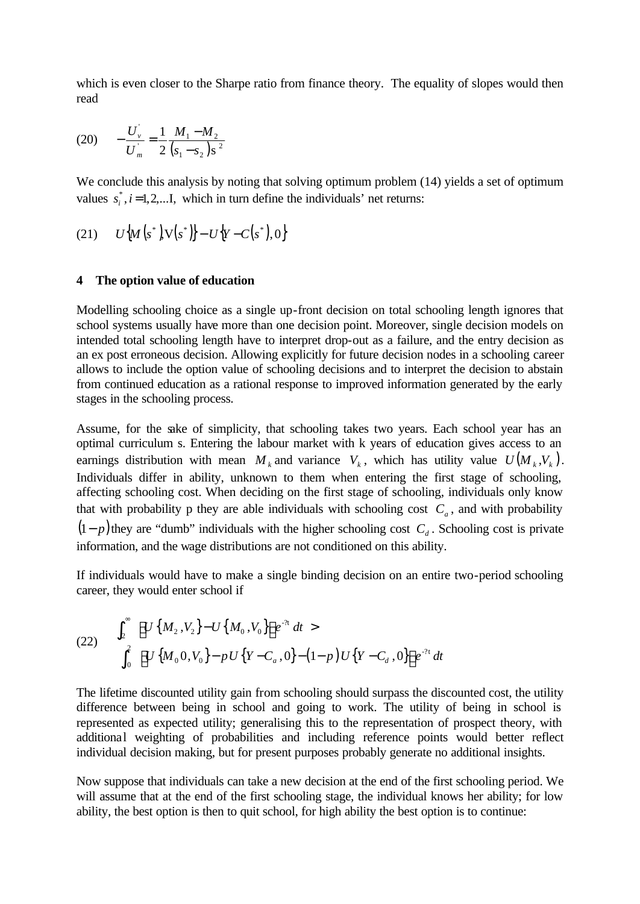which is even closer to the Sharpe ratio from finance theory. The equality of slopes would then read

$$(20) \qquad -\frac{U_v^{'}}{U_m^{'}} = \frac{1}{2}\frac{M_1 - M_2}{(s_1 - s_2)\sigma^2}$$

We conclude this analysis by noting that solving optimum problem (14) yields a set of optimum values $s_i^*, i = 1,2,...I$, which in turn define the individuals' net returns:

$$(21) \qquad U\{M(s^*), V(s^*)\} - U\{Y - C(s^*), 0\}$$

## 4 The option value of education

Modelling schooling choice as a single up-front decision on total schooling length ignores that school systems usually have more than one decision point. Moreover, single decision models on intended total schooling length have to interpret drop-out as a failure, and the entry decision as an ex post erroneous decision. Allowing explicitly for future decision nodes in a schooling career allows to include the option value of schooling decisions and to interpret the decision to abstain from continued education as a rational response to improved information generated by the early stages in the schooling process.

Assume, for the sake of simplicity, that schooling takes two years. Each school year has an optimal curriculum s. Entering the labour market with k years of education gives access to an earnings distribution with mean $M_k$ and variance $V_k$, which has utility value $U(M_k, V_k)$. Individuals differ in ability, unknown to them when entering the first stage of schooling, affecting schooling cost. When deciding on the first stage of schooling, individuals only know that with probability p they are able individuals with schooling cost $C_a$, and with probability $(1-p)$ they are "dumb" individuals with the higher schooling cost $C_d$. Schooling cost is private information, and the wage distributions are not conditioned on this ability.

If individuals would have to make a single binding decision on an entire two-period schooling career, they would enter school if

$$(22) \qquad \begin{aligned} &\int_2^{\infty} \left[U\{M_2, V_2\} - U\{M_0, V_0\}\right] e^{-\rho t}\, dt \;> \\ &\int_0^{2} \left[U\{M_0 0, V_0\} - pU\{Y - C_a, 0\} - (1-p)U\{Y - C_d, 0\}\right] e^{-\rho t}\, dt \end{aligned}$$

The lifetime discounted utility gain from schooling should surpass the discounted cost, the utility difference between being in school and going to work. The utility of being in school is represented as expected utility; generalising this to the representation of prospect theory, with additional weighting of probabilities and including reference points would better reflect individual decision making, but for present purposes probably generate no additional insights.

Now suppose that individuals can take a new decision at the end of the first schooling period. We will assume that at the end of the first schooling stage, the individual knows her ability; for low ability, the best option is then to quit school, for high ability the best option is to continue: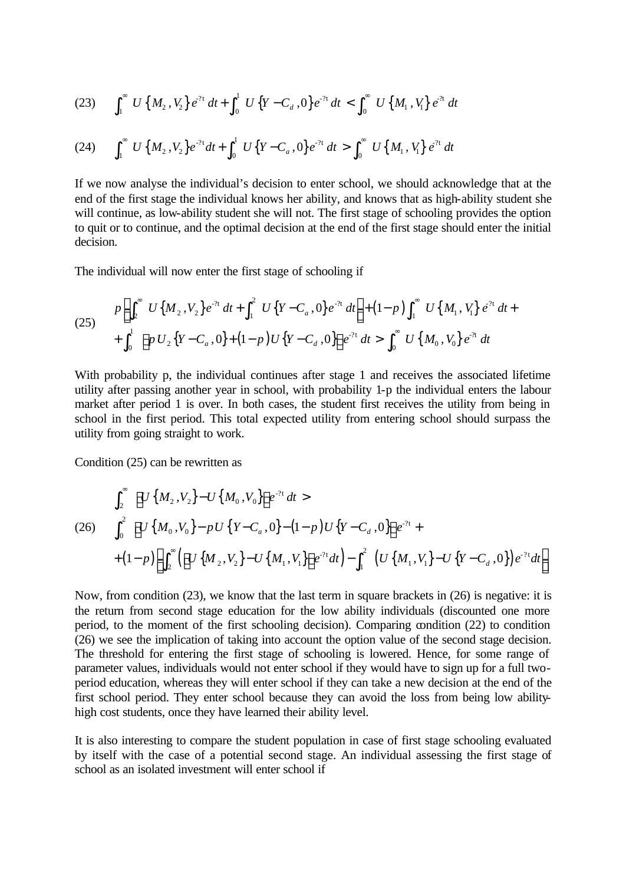$$\text{(23)} \quad \int_1^\infty U\{M_2, V_2\} e^{-\rho t}\, dt + \int_0^1 U\{Y - C_d, 0\} e^{-\rho t}\, dt < \int_0^\infty U\{M_1, V_1\} e^{-\rho t}\, dt$$

$$\text{(24)} \quad \int_1^\infty U\{M_2, V_2\} e^{-\rho t} dt + \int_0^1 U\{Y - C_a, 0\} e^{-\rho t}\, dt > \int_0^\infty U\{M_1, V_1\} e^{-\rho t}\, dt$$

If we now analyse the individual's decision to enter school, we should acknowledge that at the end of the first stage the individual knows her ability, and knows that as high-ability student she will continue, as low-ability student she will not. The first stage of schooling provides the option to quit or to continue, and the optimal decision at the end of the first stage should enter the initial decision.

The individual will now enter the first stage of schooling if

$$\text{(25)} \quad \begin{aligned} & p\left[\int_2^\infty U\{M_2, V_2\} e^{-\rho t}\, dt + \int_1^2 U\{Y - C_a, 0\} e^{-\rho t}\, dt\right] + (1-p)\int_1^\infty U\{M_1, V_1\} e^{-\rho t}\, dt + \\ & + \int_0^1 \left[p U_2\{Y - C_a, 0\} + (1-p) U\{Y - C_d, 0\}\right] e^{-\rho t}\, dt > \int_0^\infty U\{M_0, V_0\} e^{-\rho t}\, dt \end{aligned}$$

With probability p, the individual continues after stage 1 and receives the associated lifetime utility after passing another year in school, with probability 1-p the individual enters the labour market after period 1 is over. In both cases, the student first receives the utility from being in school in the first period. This total expected utility from entering school should surpass the utility from going straight to work.

Condition (25) can be rewritten as

$$\text{(26)} \quad \begin{aligned} & \int_2^\infty \left[U\{M_2, V_2\} - U\{M_0, V_0\}\right] e^{-\rho t}\, dt > \\ & \int_0^2 \left[U\{M_0, V_0\} - pU\{Y - C_a, 0\} - (1-p) U\{Y - C_d, 0\}\right] e^{-\rho t} + \\ & + (1-p)\left[\int_2^\infty \left(\left[U\{M_2, V_2\} - U\{M_1, V_1\}\right] e^{-\rho t} dt\right) - \int_1^2 \left(U\{M_1, V_1\} - U\{Y - C_d, 0\}\right) e^{-\rho t} dt\right] \end{aligned}$$

Now, from condition (23), we know that the last term in square brackets in (26) is negative: it is the return from second stage education for the low ability individuals (discounted one more period, to the moment of the first schooling decision). Comparing condition (22) to condition (26) we see the implication of taking into account the option value of the second stage decision. The threshold for entering the first stage of schooling is lowered. Hence, for some range of parameter values, individuals would not enter school if they would have to sign up for a full two-period education, whereas they will enter school if they can take a new decision at the end of the first school period. They enter school because they can avoid the loss from being low ability-high cost students, once they have learned their ability level.

It is also interesting to compare the student population in case of first stage schooling evaluated by itself with the case of a potential second stage. An individual assessing the first stage of school as an isolated investment will enter school if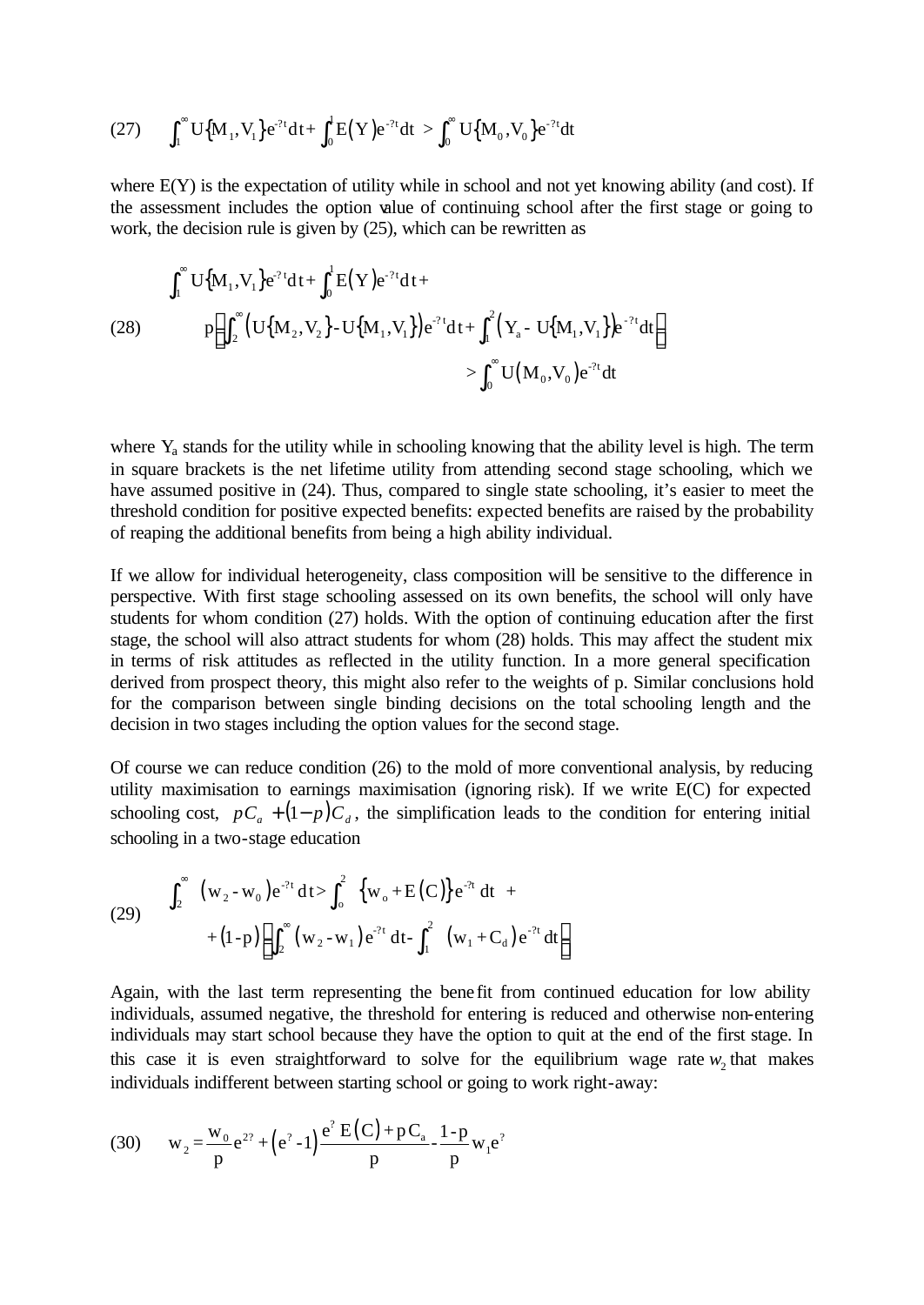$$\text{(27)} \qquad \int_1^{\infty} U\{M_1, V_1\} e^{-?t} dt + \int_0^1 E(Y) e^{-?t} dt > \int_0^{\infty} U\{M_0, V_0\} e^{-?t} dt$$

where E(Y) is the expectation of utility while in school and not yet knowing ability (and cost). If the assessment includes the option value of continuing school after the first stage or going to work, the decision rule is given by (25), which can be rewritten as

$$\text{(28)} \qquad \begin{aligned} &\int_1^{\infty} U\{M_1, V_1\} e^{-?t} dt + \int_0^1 E(Y) e^{-?t} dt + \\ &p \left[ \int_2^{\infty} \left( U\{M_2, V_2\} - U\{M_1, V_1\} \right) e^{-?t} dt + \int_1^2 \left( Y_a - U\{M_1, V_1\} \right) e^{-?t} dt \right] \\ &\qquad\qquad\qquad\qquad > \int_0^{\infty} U(M_0, V_0) e^{-?t} dt \end{aligned}$$

where $Y_a$ stands for the utility while in schooling knowing that the ability level is high. The term in square brackets is the net lifetime utility from attending second stage schooling, which we have assumed positive in (24). Thus, compared to single state schooling, it's easier to meet the threshold condition for positive expected benefits: expected benefits are raised by the probability of reaping the additional benefits from being a high ability individual.

If we allow for individual heterogeneity, class composition will be sensitive to the difference in perspective. With first stage schooling assessed on its own benefits, the school will only have students for whom condition (27) holds. With the option of continuing education after the first stage, the school will also attract students for whom (28) holds. This may affect the student mix in terms of risk attitudes as reflected in the utility function. In a more general specification derived from prospect theory, this might also refer to the weights of p. Similar conclusions hold for the comparison between single binding decisions on the total schooling length and the decision in two stages including the option values for the second stage.

Of course we can reduce condition (26) to the mold of more conventional analysis, by reducing utility maximisation to earnings maximisation (ignoring risk). If we write E(C) for expected schooling cost, $pC_a + (1-p)C_d$, the simplification leads to the condition for entering initial schooling in a two-stage education

$$\text{(29)} \qquad \begin{aligned} &\int_2^{\infty} (w_2 - w_0) e^{-?t} dt > \int_0^2 \{w_0 + E(C)\} e^{-?t} dt \;\; + \\ &\qquad + (1-p) \left[ \int_2^{\infty} (w_2 - w_1) e^{-?t} dt - \int_1^2 (w_1 + C_d) e^{-?t} dt \right] \end{aligned}$$

Again, with the last term representing the benefit from continued education for low ability individuals, assumed negative, the threshold for entering is reduced and otherwise non-entering individuals may start school because they have the option to quit at the end of the first stage. In this case it is even straightforward to solve for the equilibrium wage rate $w_2$ that makes individuals indifferent between starting school or going to work right-away:

$$\text{(30)} \qquad w_2 = \frac{w_0}{p} e^{2?} + \left(e^{?} - 1\right) \frac{e^{?} E(C) + pC_a}{p} - \frac{1-p}{p} w_1 e^{?}$$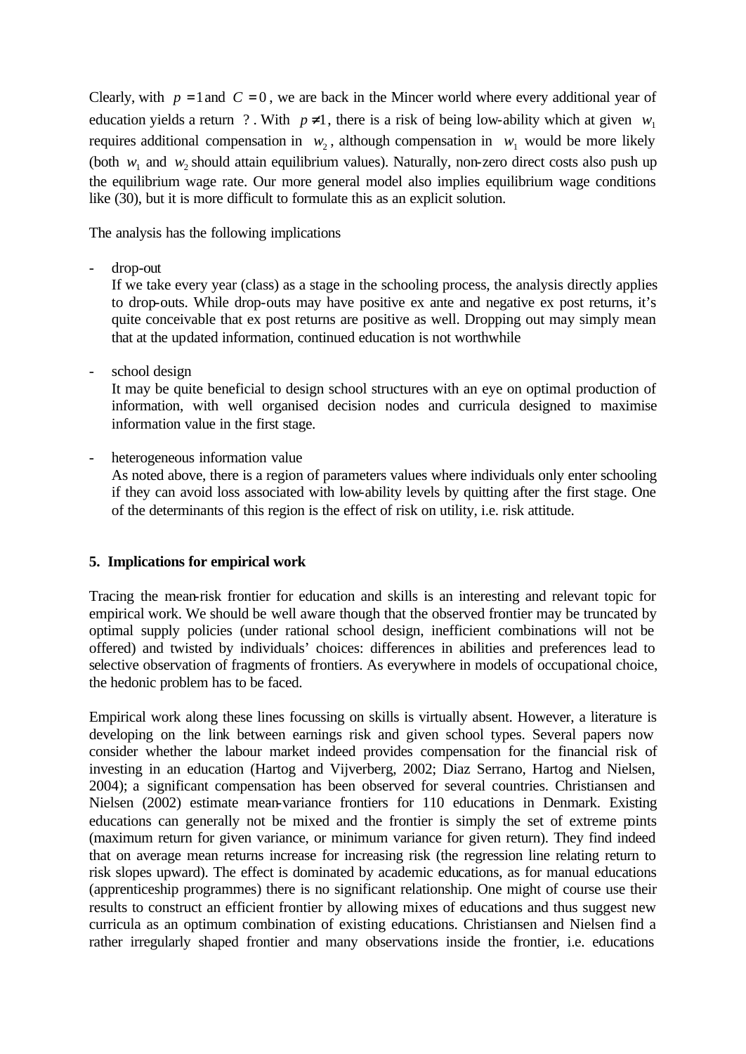Clearly, with $p = 1$ and $C = 0$, we are back in the Mincer world where every additional year of education yields a return ?. With $p \neq 1$, there is a risk of being low-ability which at given $w_1$ requires additional compensation in $w_2$, although compensation in $w_1$ would be more likely (both $w_1$ and $w_2$ should attain equilibrium values). Naturally, non-zero direct costs also push up the equilibrium wage rate. Our more general model also implies equilibrium wage conditions like (30), but it is more difficult to formulate this as an explicit solution.

The analysis has the following implications

- drop-out
  If we take every year (class) as a stage in the schooling process, the analysis directly applies to drop-outs. While drop-outs may have positive ex ante and negative ex post returns, it's quite conceivable that ex post returns are positive as well. Dropping out may simply mean that at the updated information, continued education is not worthwhile

- school design
  It may be quite beneficial to design school structures with an eye on optimal production of information, with well organised decision nodes and curricula designed to maximise information value in the first stage.

- heterogeneous information value
  As noted above, there is a region of parameters values where individuals only enter schooling if they can avoid loss associated with low-ability levels by quitting after the first stage. One of the determinants of this region is the effect of risk on utility, i.e. risk attitude.

## 5. Implications for empirical work

Tracing the mean-risk frontier for education and skills is an interesting and relevant topic for empirical work. We should be well aware though that the observed frontier may be truncated by optimal supply policies (under rational school design, inefficient combinations will not be offered) and twisted by individuals' choices: differences in abilities and preferences lead to selective observation of fragments of frontiers. As everywhere in models of occupational choice, the hedonic problem has to be faced.

Empirical work along these lines focussing on skills is virtually absent. However, a literature is developing on the link between earnings risk and given school types. Several papers now consider whether the labour market indeed provides compensation for the financial risk of investing in an education (Hartog and Vijverberg, 2002; Diaz Serrano, Hartog and Nielsen, 2004); a significant compensation has been observed for several countries. Christiansen and Nielsen (2002) estimate mean-variance frontiers for 110 educations in Denmark. Existing educations can generally not be mixed and the frontier is simply the set of extreme points (maximum return for given variance, or minimum variance for given return). They find indeed that on average mean returns increase for increasing risk (the regression line relating return to risk slopes upward). The effect is dominated by academic educations, as for manual educations (apprenticeship programmes) there is no significant relationship. One might of course use their results to construct an efficient frontier by allowing mixes of educations and thus suggest new curricula as an optimum combination of existing educations. Christiansen and Nielsen find a rather irregularly shaped frontier and many observations inside the frontier, i.e. educations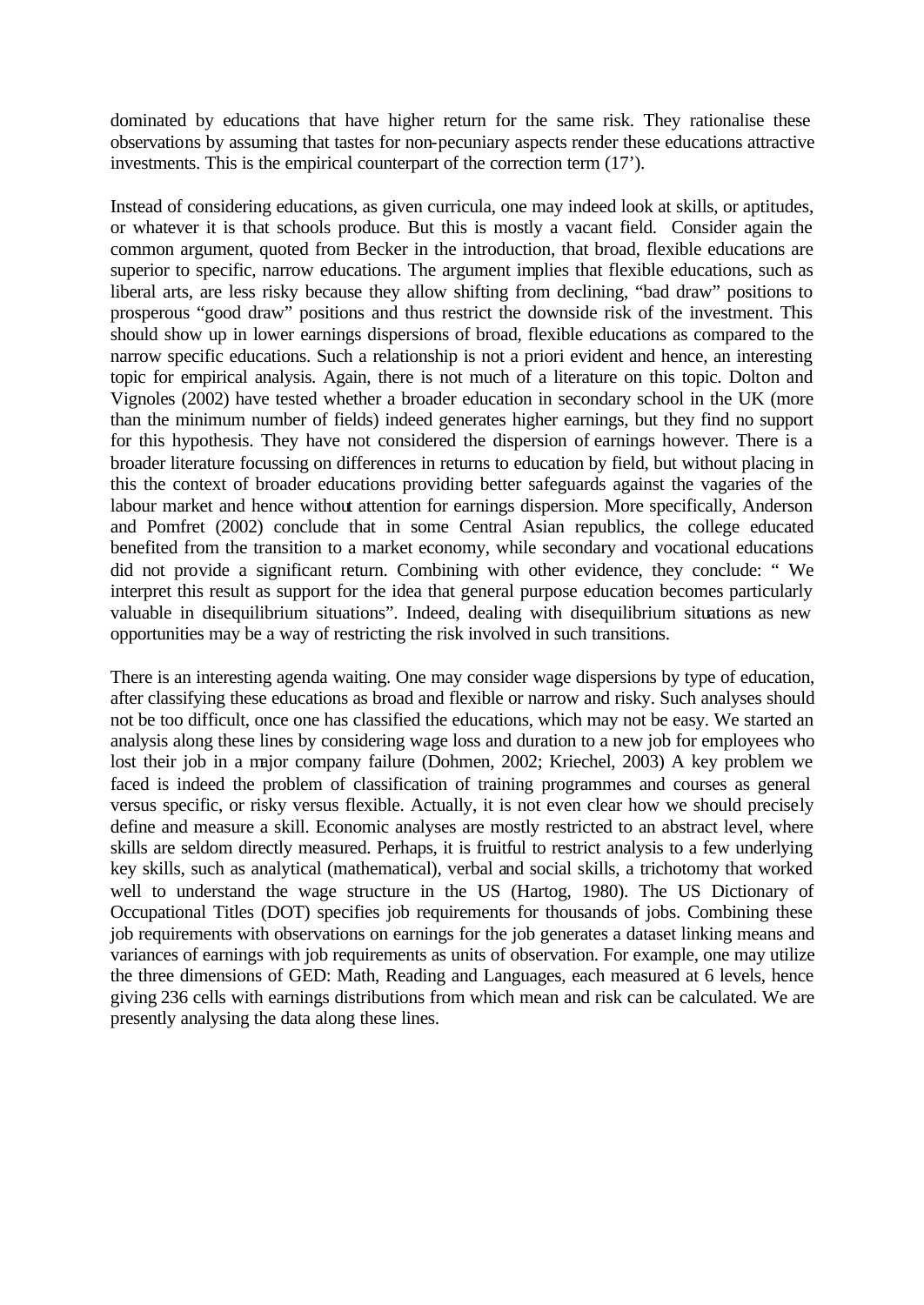dominated by educations that have higher return for the same risk. They rationalise these observations by assuming that tastes for non-pecuniary aspects render these educations attractive investments. This is the empirical counterpart of the correction term (17').

Instead of considering educations, as given curricula, one may indeed look at skills, or aptitudes, or whatever it is that schools produce. But this is mostly a vacant field. Consider again the common argument, quoted from Becker in the introduction, that broad, flexible educations are superior to specific, narrow educations. The argument implies that flexible educations, such as liberal arts, are less risky because they allow shifting from declining, "bad draw" positions to prosperous "good draw" positions and thus restrict the downside risk of the investment. This should show up in lower earnings dispersions of broad, flexible educations as compared to the narrow specific educations. Such a relationship is not a priori evident and hence, an interesting topic for empirical analysis. Again, there is not much of a literature on this topic. Dolton and Vignoles (2002) have tested whether a broader education in secondary school in the UK (more than the minimum number of fields) indeed generates higher earnings, but they find no support for this hypothesis. They have not considered the dispersion of earnings however. There is a broader literature focussing on differences in returns to education by field, but without placing in this the context of broader educations providing better safeguards against the vagaries of the labour market and hence without attention for earnings dispersion. More specifically, Anderson and Pomfret (2002) conclude that in some Central Asian republics, the college educated benefited from the transition to a market economy, while secondary and vocational educations did not provide a significant return. Combining with other evidence, they conclude: " We interpret this result as support for the idea that general purpose education becomes particularly valuable in disequilibrium situations". Indeed, dealing with disequilibrium situations as new opportunities may be a way of restricting the risk involved in such transitions.

There is an interesting agenda waiting. One may consider wage dispersions by type of education, after classifying these educations as broad and flexible or narrow and risky. Such analyses should not be too difficult, once one has classified the educations, which may not be easy. We started an analysis along these lines by considering wage loss and duration to a new job for employees who lost their job in a major company failure (Dohmen, 2002; Kriechel, 2003) A key problem we faced is indeed the problem of classification of training programmes and courses as general versus specific, or risky versus flexible. Actually, it is not even clear how we should precisely define and measure a skill. Economic analyses are mostly restricted to an abstract level, where skills are seldom directly measured. Perhaps, it is fruitful to restrict analysis to a few underlying key skills, such as analytical (mathematical), verbal and social skills, a trichotomy that worked well to understand the wage structure in the US (Hartog, 1980). The US Dictionary of Occupational Titles (DOT) specifies job requirements for thousands of jobs. Combining these job requirements with observations on earnings for the job generates a dataset linking means and variances of earnings with job requirements as units of observation. For example, one may utilize the three dimensions of GED: Math, Reading and Languages, each measured at 6 levels, hence giving 236 cells with earnings distributions from which mean and risk can be calculated. We are presently analysing the data along these lines.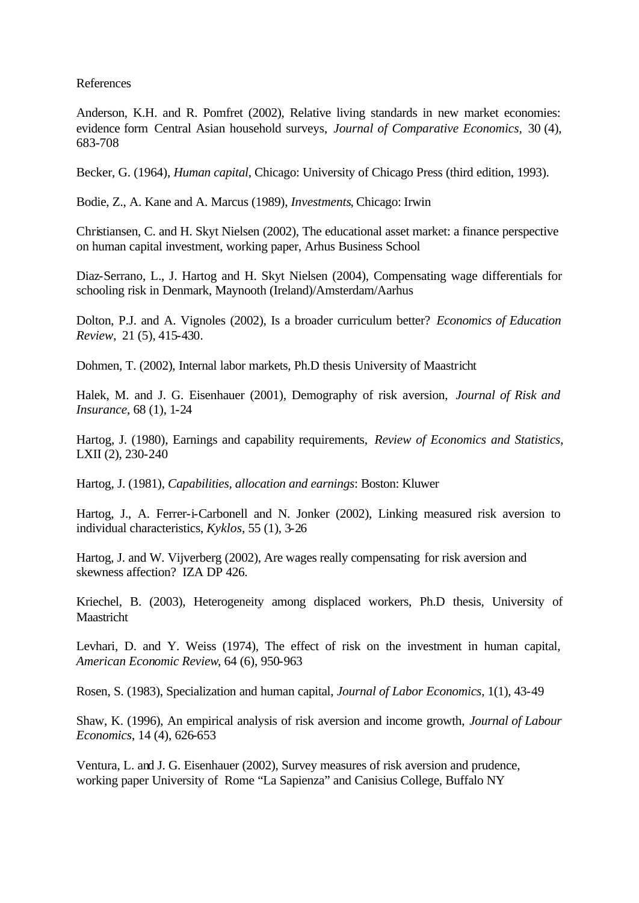References

Anderson, K.H. and R. Pomfret (2002), Relative living standards in new market economies: evidence form Central Asian household surveys, *Journal of Comparative Economics*, 30 (4), 683-708

Becker, G. (1964), *Human capital*, Chicago: University of Chicago Press (third edition, 1993).

Bodie, Z., A. Kane and A. Marcus (1989), *Investments*, Chicago: Irwin

Christiansen, C. and H. Skyt Nielsen (2002), The educational asset market: a finance perspective on human capital investment, working paper, Arhus Business School

Diaz-Serrano, L., J. Hartog and H. Skyt Nielsen (2004), Compensating wage differentials for schooling risk in Denmark, Maynooth (Ireland)/Amsterdam/Aarhus

Dolton, P.J. and A. Vignoles (2002), Is a broader curriculum better? *Economics of Education Review*, 21 (5), 415-430.

Dohmen, T. (2002), Internal labor markets, Ph.D thesis University of Maastricht

Halek, M. and J. G. Eisenhauer (2001), Demography of risk aversion, *Journal of Risk and Insurance*, 68 (1), 1-24

Hartog, J. (1980), Earnings and capability requirements, *Review of Economics and Statistics*, LXII (2), 230-240

Hartog, J. (1981), *Capabilities, allocation and earnings*: Boston: Kluwer

Hartog, J., A. Ferrer-i-Carbonell and N. Jonker (2002), Linking measured risk aversion to individual characteristics, *Kyklos*, 55 (1), 3-26

Hartog, J. and W. Vijverberg (2002), Are wages really compensating for risk aversion and skewness affection? IZA DP 426.

Kriechel, B. (2003), Heterogeneity among displaced workers, Ph.D thesis, University of Maastricht

Levhari, D. and Y. Weiss (1974), The effect of risk on the investment in human capital, *American Economic Review*, 64 (6), 950-963

Rosen, S. (1983), Specialization and human capital, *Journal of Labor Economics*, 1(1), 43-49

Shaw, K. (1996), An empirical analysis of risk aversion and income growth, *Journal of Labour Economics*, 14 (4), 626-653

Ventura, L. and J. G. Eisenhauer (2002), Survey measures of risk aversion and prudence, working paper University of Rome "La Sapienza" and Canisius College, Buffalo NY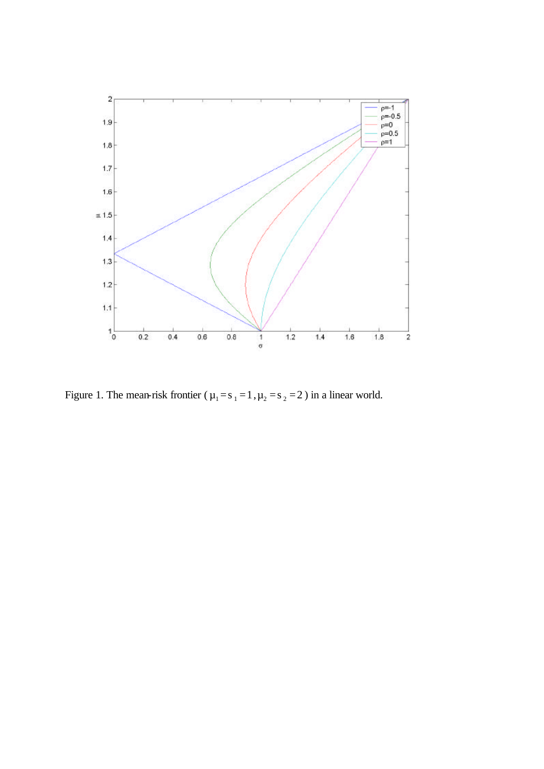2

1.9

1.8

1.7

1.6

μ 1.5

1.4

1.3

1.2

1.1

1

0 0.2 0.4 0.6 0.8 1 1.2 1.4 1.6 1.8 2

σ

ρ=-1
ρ=-0.5
ρ=0
ρ=0.5
ρ=1

Figure 1. The mean-risk frontier ($\mu_1 = s_1 = 1, \mu_2 = s_2 = 2$) in a linear world.